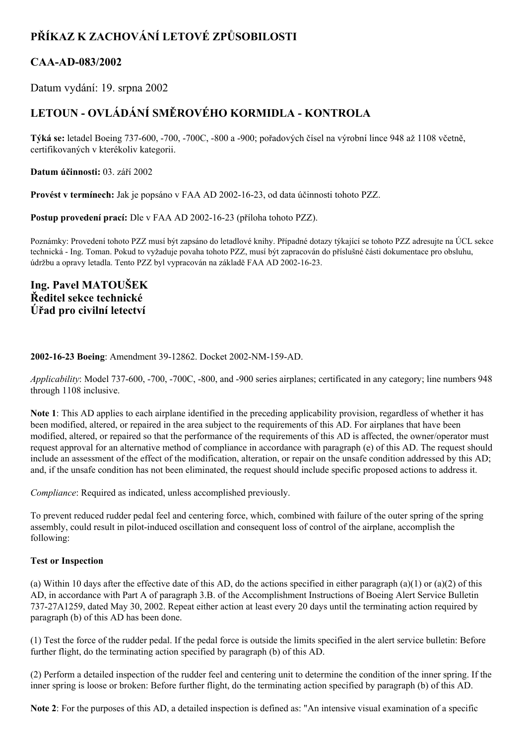# PŘÍKAZ K ZACHOVÁNÍ LETOVÉ ZPŮSOBILOSTI

## CAA-AD-083/2002

Datum vydání: 19. srpna 2002

## LETOUN - OVLÁDÁNÍ SMĚROVÉHO KORMIDLA - KONTROLA

**Týká se:** letadel Boeing 737-600, -700, -700C, -800 a -900; pořadových čísel na výrobní lince 948 až 1108 včetně, certifikovaných v kterékoliv kategorii.

**Datum účinnosti:** 03. září 2002

**Provést v termínech:** Jak je popsáno v FAA AD 2002-16-23, od data účinnosti tohoto PZZ.

**Postup provedení prací:** Dle v FAA AD 2002-16-23 (příloha tohoto PZZ).

Poznámky: Provedení tohoto PZZ musí být zapsáno do letadlové knihy. Případné dotazy týkající se tohoto PZZ adresujte na ÚCL sekce technická - Ing. Toman. Pokud to vyžaduje povaha tohoto PZZ, musí být zapracován do příslušné části dokumentace pro obsluhu, údržbu a opravy letadla. Tento PZZ byl vypracován na základě FAA AD 2002-16-23.

**Ing. Pavel MATOUŠEK**
**Ředitel sekce technické**
**Úřad pro civilní letectví**

**2002-16-23 Boeing**: Amendment 39-12862. Docket 2002-NM-159-AD.

*Applicability*: Model 737-600, -700, -700C, -800, and -900 series airplanes; certificated in any category; line numbers 948 through 1108 inclusive.

**Note 1**: This AD applies to each airplane identified in the preceding applicability provision, regardless of whether it has been modified, altered, or repaired in the area subject to the requirements of this AD. For airplanes that have been modified, altered, or repaired so that the performance of the requirements of this AD is affected, the owner/operator must request approval for an alternative method of compliance in accordance with paragraph (e) of this AD. The request should include an assessment of the effect of the modification, alteration, or repair on the unsafe condition addressed by this AD; and, if the unsafe condition has not been eliminated, the request should include specific proposed actions to address it.

*Compliance*: Required as indicated, unless accomplished previously.

To prevent reduced rudder pedal feel and centering force, which, combined with failure of the outer spring of the spring assembly, could result in pilot-induced oscillation and consequent loss of control of the airplane, accomplish the following:

**Test or Inspection**

(a) Within 10 days after the effective date of this AD, do the actions specified in either paragraph (a)(1) or (a)(2) of this AD, in accordance with Part A of paragraph 3.B. of the Accomplishment Instructions of Boeing Alert Service Bulletin 737-27A1259, dated May 30, 2002. Repeat either action at least every 20 days until the terminating action required by paragraph (b) of this AD has been done.

(1) Test the force of the rudder pedal. If the pedal force is outside the limits specified in the alert service bulletin: Before further flight, do the terminating action specified by paragraph (b) of this AD.

(2) Perform a detailed inspection of the rudder feel and centering unit to determine the condition of the inner spring. If the inner spring is loose or broken: Before further flight, do the terminating action specified by paragraph (b) of this AD.

**Note 2**: For the purposes of this AD, a detailed inspection is defined as: "An intensive visual examination of a specific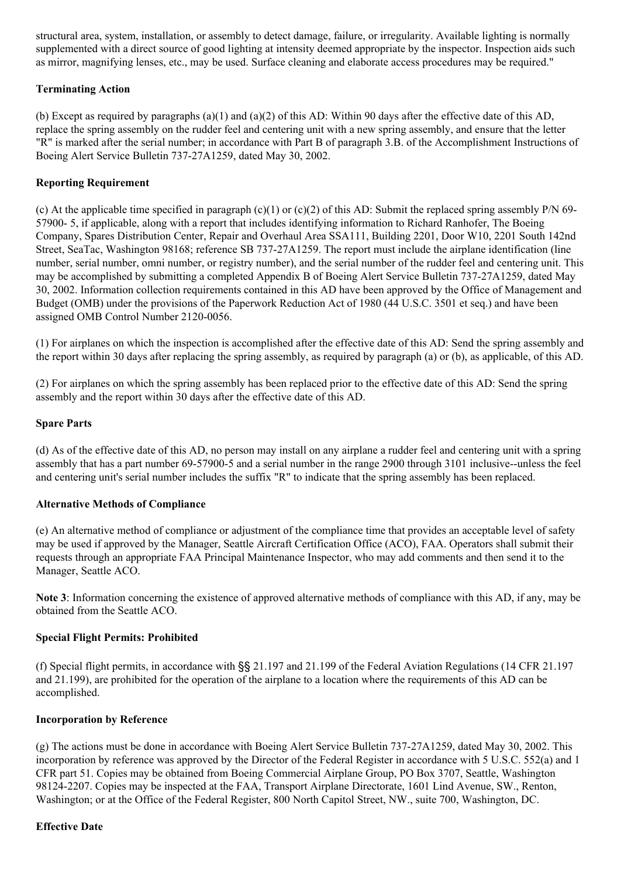structural area, system, installation, or assembly to detect damage, failure, or irregularity. Available lighting is normally supplemented with a direct source of good lighting at intensity deemed appropriate by the inspector. Inspection aids such as mirror, magnifying lenses, etc., may be used. Surface cleaning and elaborate access procedures may be required."

**Terminating Action**

(b) Except as required by paragraphs (a)(1) and (a)(2) of this AD: Within 90 days after the effective date of this AD, replace the spring assembly on the rudder feel and centering unit with a new spring assembly, and ensure that the letter "R" is marked after the serial number; in accordance with Part B of paragraph 3.B. of the Accomplishment Instructions of Boeing Alert Service Bulletin 737-27A1259, dated May 30, 2002.

**Reporting Requirement**

(c) At the applicable time specified in paragraph (c)(1) or (c)(2) of this AD: Submit the replaced spring assembly P/N 69-57900- 5, if applicable, along with a report that includes identifying information to Richard Ranhofer, The Boeing Company, Spares Distribution Center, Repair and Overhaul Area SSA111, Building 2201, Door W10, 2201 South 142nd Street, SeaTac, Washington 98168; reference SB 737-27A1259. The report must include the airplane identification (line number, serial number, omni number, or registry number), and the serial number of the rudder feel and centering unit. This may be accomplished by submitting a completed Appendix B of Boeing Alert Service Bulletin 737-27A1259, dated May 30, 2002. Information collection requirements contained in this AD have been approved by the Office of Management and Budget (OMB) under the provisions of the Paperwork Reduction Act of 1980 (44 U.S.C. 3501 et seq.) and have been assigned OMB Control Number 2120-0056.

(1) For airplanes on which the inspection is accomplished after the effective date of this AD: Send the spring assembly and the report within 30 days after replacing the spring assembly, as required by paragraph (a) or (b), as applicable, of this AD.

(2) For airplanes on which the spring assembly has been replaced prior to the effective date of this AD: Send the spring assembly and the report within 30 days after the effective date of this AD.

**Spare Parts**

(d) As of the effective date of this AD, no person may install on any airplane a rudder feel and centering unit with a spring assembly that has a part number 69-57900-5 and a serial number in the range 2900 through 3101 inclusive--unless the feel and centering unit's serial number includes the suffix "R" to indicate that the spring assembly has been replaced.

**Alternative Methods of Compliance**

(e) An alternative method of compliance or adjustment of the compliance time that provides an acceptable level of safety may be used if approved by the Manager, Seattle Aircraft Certification Office (ACO), FAA. Operators shall submit their requests through an appropriate FAA Principal Maintenance Inspector, who may add comments and then send it to the Manager, Seattle ACO.

**Note 3**: Information concerning the existence of approved alternative methods of compliance with this AD, if any, may be obtained from the Seattle ACO.

**Special Flight Permits: Prohibited**

(f) Special flight permits, in accordance with §§ 21.197 and 21.199 of the Federal Aviation Regulations (14 CFR 21.197 and 21.199), are prohibited for the operation of the airplane to a location where the requirements of this AD can be accomplished.

**Incorporation by Reference**

(g) The actions must be done in accordance with Boeing Alert Service Bulletin 737-27A1259, dated May 30, 2002. This incorporation by reference was approved by the Director of the Federal Register in accordance with 5 U.S.C. 552(a) and 1 CFR part 51. Copies may be obtained from Boeing Commercial Airplane Group, PO Box 3707, Seattle, Washington 98124-2207. Copies may be inspected at the FAA, Transport Airplane Directorate, 1601 Lind Avenue, SW., Renton, Washington; or at the Office of the Federal Register, 800 North Capitol Street, NW., suite 700, Washington, DC.

**Effective Date**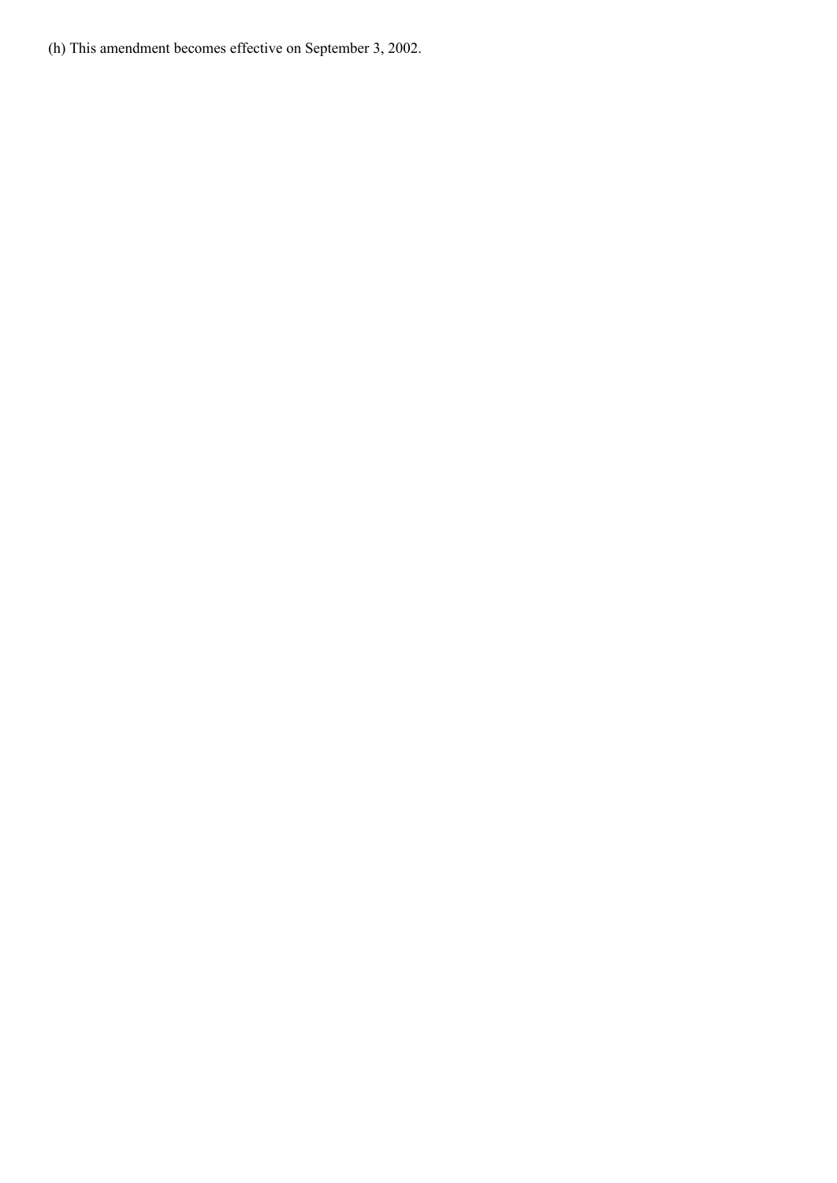(h) This amendment becomes effective on September 3, 2002.